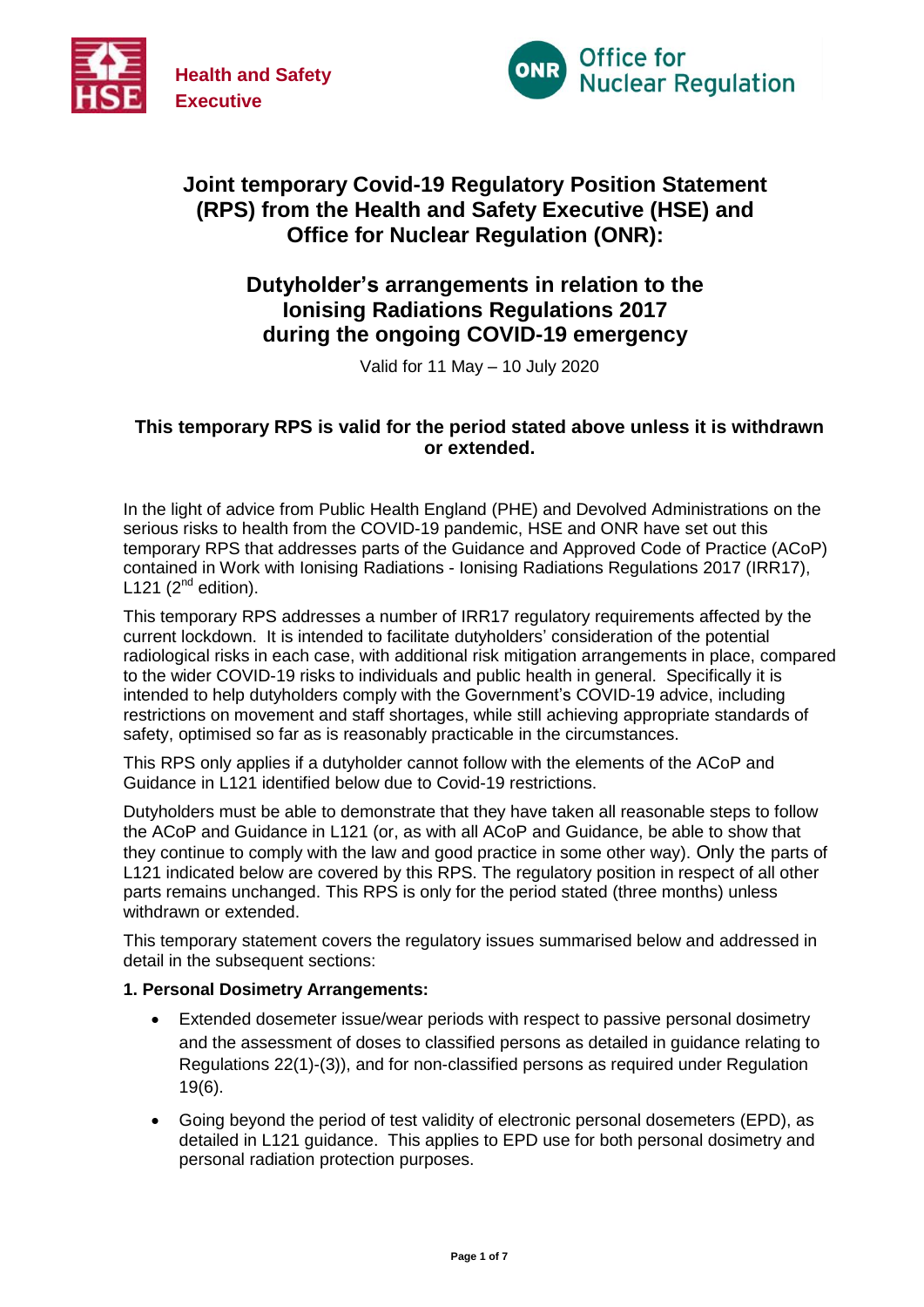Health and Safety Executive

Office for Nuclear Regulation

# Joint temporary Covid-19 Regulatory Position Statement (RPS) from the Health and Safety Executive (HSE) and Office for Nuclear Regulation (ONR):

## Dutyholder's arrangements in relation to the Ionising Radiations Regulations 2017 during the ongoing COVID-19 emergency

Valid for 11 May – 10 July 2020

**This temporary RPS is valid for the period stated above unless it is withdrawn or extended.**

In the light of advice from Public Health England (PHE) and Devolved Administrations on the serious risks to health from the COVID-19 pandemic, HSE and ONR have set out this temporary RPS that addresses parts of the Guidance and Approved Code of Practice (ACoP) contained in Work with Ionising Radiations - Ionising Radiations Regulations 2017 (IRR17), L121 (2nd edition).

This temporary RPS addresses a number of IRR17 regulatory requirements affected by the current lockdown. It is intended to facilitate dutyholders' consideration of the potential radiological risks in each case, with additional risk mitigation arrangements in place, compared to the wider COVID-19 risks to individuals and public health in general. Specifically it is intended to help dutyholders comply with the Government's COVID-19 advice, including restrictions on movement and staff shortages, while still achieving appropriate standards of safety, optimised so far as is reasonably practicable in the circumstances.

This RPS only applies if a dutyholder cannot follow with the elements of the ACoP and Guidance in L121 identified below due to Covid-19 restrictions.

Dutyholders must be able to demonstrate that they have taken all reasonable steps to follow the ACoP and Guidance in L121 (or, as with all ACoP and Guidance, be able to show that they continue to comply with the law and good practice in some other way). Only the parts of L121 indicated below are covered by this RPS. The regulatory position in respect of all other parts remains unchanged. This RPS is only for the period stated (three months) unless withdrawn or extended.

This temporary statement covers the regulatory issues summarised below and addressed in detail in the subsequent sections:

**1. Personal Dosimetry Arrangements:**

- Extended dosemeter issue/wear periods with respect to passive personal dosimetry and the assessment of doses to classified persons as detailed in guidance relating to Regulations 22(1)-(3)), and for non-classified persons as required under Regulation 19(6).
- Going beyond the period of test validity of electronic personal dosemeters (EPD), as detailed in L121 guidance. This applies to EPD use for both personal dosimetry and personal radiation protection purposes.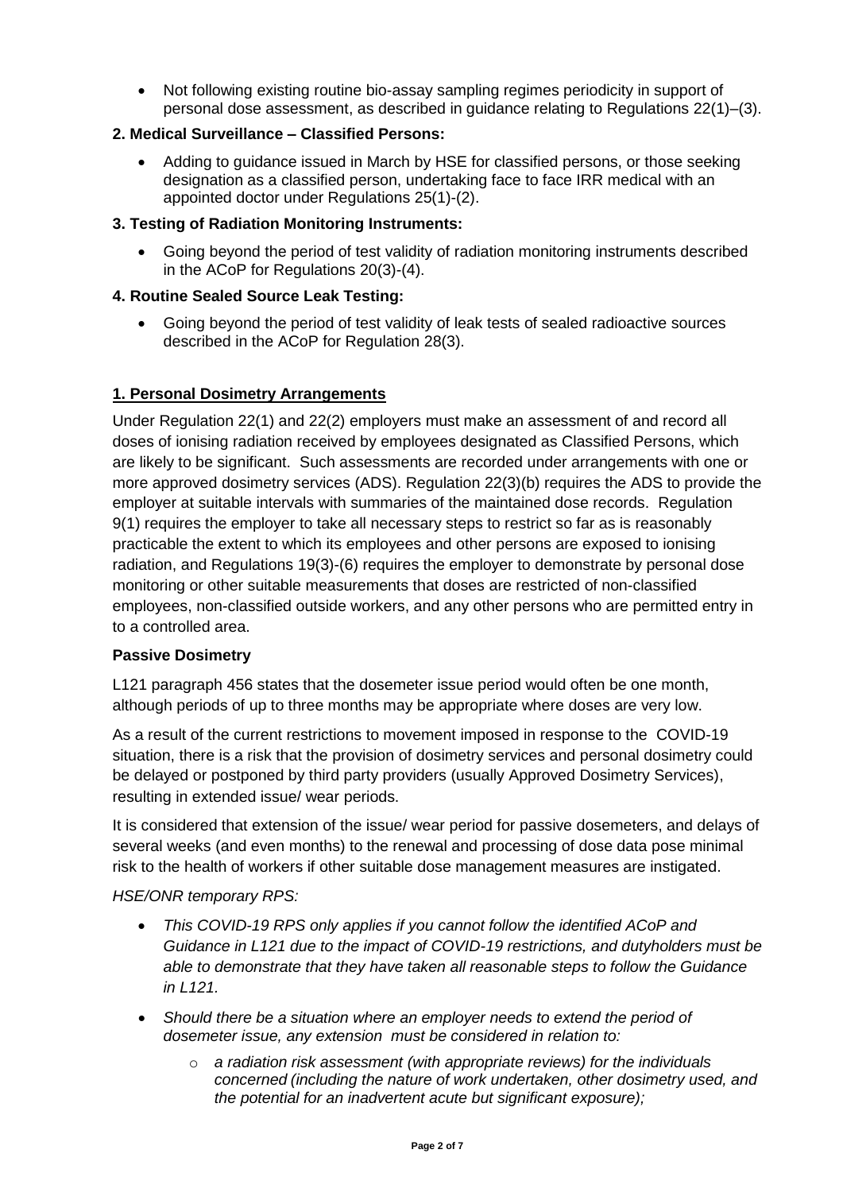- Not following existing routine bio-assay sampling regimes periodicity in support of personal dose assessment, as described in guidance relating to Regulations 22(1)–(3).

**2. Medical Surveillance – Classified Persons:**

- Adding to guidance issued in March by HSE for classified persons, or those seeking designation as a classified person, undertaking face to face IRR medical with an appointed doctor under Regulations 25(1)-(2).

**3. Testing of Radiation Monitoring Instruments:**

- Going beyond the period of test validity of radiation monitoring instruments described in the ACoP for Regulations 20(3)-(4).

**4. Routine Sealed Source Leak Testing:**

- Going beyond the period of test validity of leak tests of sealed radioactive sources described in the ACoP for Regulation 28(3).

## 1. Personal Dosimetry Arrangements

Under Regulation 22(1) and 22(2) employers must make an assessment of and record all doses of ionising radiation received by employees designated as Classified Persons, which are likely to be significant. Such assessments are recorded under arrangements with one or more approved dosimetry services (ADS). Regulation 22(3)(b) requires the ADS to provide the employer at suitable intervals with summaries of the maintained dose records. Regulation 9(1) requires the employer to take all necessary steps to restrict so far as is reasonably practicable the extent to which its employees and other persons are exposed to ionising radiation, and Regulations 19(3)-(6) requires the employer to demonstrate by personal dose monitoring or other suitable measurements that doses are restricted of non-classified employees, non-classified outside workers, and any other persons who are permitted entry in to a controlled area.

### Passive Dosimetry

L121 paragraph 456 states that the dosemeter issue period would often be one month, although periods of up to three months may be appropriate where doses are very low.

As a result of the current restrictions to movement imposed in response to the COVID-19 situation, there is a risk that the provision of dosimetry services and personal dosimetry could be delayed or postponed by third party providers (usually Approved Dosimetry Services), resulting in extended issue/ wear periods.

It is considered that extension of the issue/ wear period for passive dosemeters, and delays of several weeks (and even months) to the renewal and processing of dose data pose minimal risk to the health of workers if other suitable dose management measures are instigated.

*HSE/ONR temporary RPS:*

- *This COVID-19 RPS only applies if you cannot follow the identified ACoP and Guidance in L121 due to the impact of COVID-19 restrictions, and dutyholders must be able to demonstrate that they have taken all reasonable steps to follow the Guidance in L121.*
- *Should there be a situation where an employer needs to extend the period of dosemeter issue, any extension must be considered in relation to:*
    - *a radiation risk assessment (with appropriate reviews) for the individuals concerned (including the nature of work undertaken, other dosimetry used, and the potential for an inadvertent acute but significant exposure);*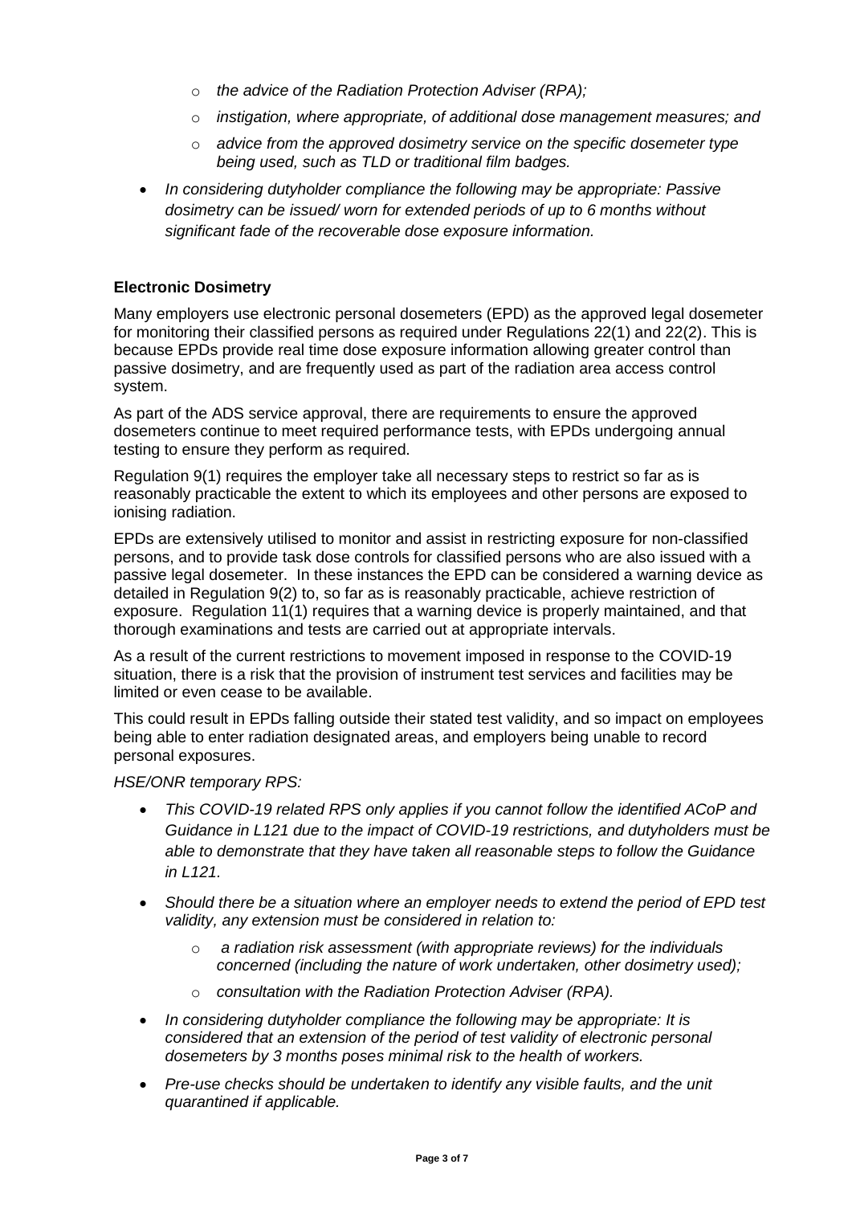- *the advice of the Radiation Protection Adviser (RPA);*
- *instigation, where appropriate, of additional dose management measures; and*
- *advice from the approved dosimetry service on the specific dosemeter type being used, such as TLD or traditional film badges.*

- *In considering dutyholder compliance the following may be appropriate: Passive dosimetry can be issued/ worn for extended periods of up to 6 months without significant fade of the recoverable dose exposure information.*

**Electronic Dosimetry**

Many employers use electronic personal dosemeters (EPD) as the approved legal dosemeter for monitoring their classified persons as required under Regulations 22(1) and 22(2). This is because EPDs provide real time dose exposure information allowing greater control than passive dosimetry, and are frequently used as part of the radiation area access control system.

As part of the ADS service approval, there are requirements to ensure the approved dosemeters continue to meet required performance tests, with EPDs undergoing annual testing to ensure they perform as required.

Regulation 9(1) requires the employer take all necessary steps to restrict so far as is reasonably practicable the extent to which its employees and other persons are exposed to ionising radiation.

EPDs are extensively utilised to monitor and assist in restricting exposure for non-classified persons, and to provide task dose controls for classified persons who are also issued with a passive legal dosemeter. In these instances the EPD can be considered a warning device as detailed in Regulation 9(2) to, so far as is reasonably practicable, achieve restriction of exposure. Regulation 11(1) requires that a warning device is properly maintained, and that thorough examinations and tests are carried out at appropriate intervals.

As a result of the current restrictions to movement imposed in response to the COVID-19 situation, there is a risk that the provision of instrument test services and facilities may be limited or even cease to be available.

This could result in EPDs falling outside their stated test validity, and so impact on employees being able to enter radiation designated areas, and employers being unable to record personal exposures.

*HSE/ONR temporary RPS:*

- *This COVID-19 related RPS only applies if you cannot follow the identified ACoP and Guidance in L121 due to the impact of COVID-19 restrictions, and dutyholders must be able to demonstrate that they have taken all reasonable steps to follow the Guidance in L121.*
- *Should there be a situation where an employer needs to extend the period of EPD test validity, any extension must be considered in relation to:*
  - *a radiation risk assessment (with appropriate reviews) for the individuals concerned (including the nature of work undertaken, other dosimetry used);*
  - *consultation with the Radiation Protection Adviser (RPA).*
- *In considering dutyholder compliance the following may be appropriate: It is considered that an extension of the period of test validity of electronic personal dosemeters by 3 months poses minimal risk to the health of workers.*
- *Pre-use checks should be undertaken to identify any visible faults, and the unit quarantined if applicable.*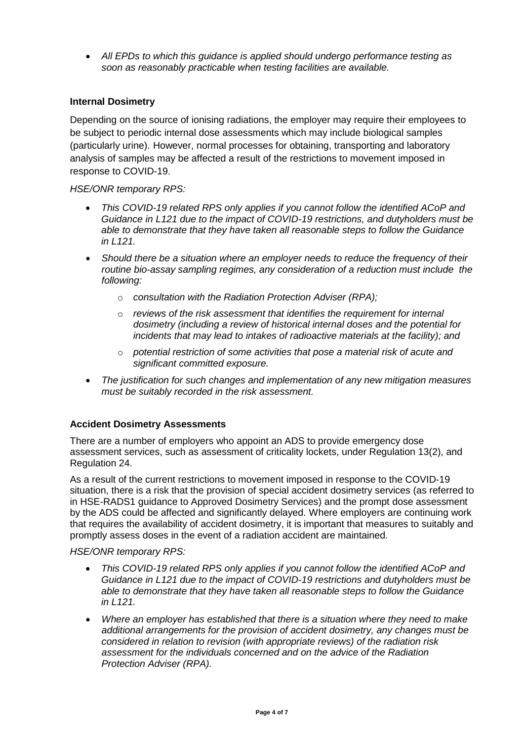- *All EPDs to which this guidance is applied should undergo performance testing as soon as reasonably practicable when testing facilities are available.*

**Internal Dosimetry**

Depending on the source of ionising radiations, the employer may require their employees to be subject to periodic internal dose assessments which may include biological samples (particularly urine). However, normal processes for obtaining, transporting and laboratory analysis of samples may be affected a result of the restrictions to movement imposed in response to COVID-19.

*HSE/ONR temporary RPS:*

- *This COVID-19 related RPS only applies if you cannot follow the identified ACoP and Guidance in L121 due to the impact of COVID-19 restrictions, and dutyholders must be able to demonstrate that they have taken all reasonable steps to follow the Guidance in L121.*
- *Should there be a situation where an employer needs to reduce the frequency of their routine bio-assay sampling regimes, any consideration of a reduction must include the following:*
    - *consultation with the Radiation Protection Adviser (RPA);*
    - *reviews of the risk assessment that identifies the requirement for internal dosimetry (including a review of historical internal doses and the potential for incidents that may lead to intakes of radioactive materials at the facility); and*
    - *potential restriction of some activities that pose a material risk of acute and significant committed exposure.*
- *The justification for such changes and implementation of any new mitigation measures must be suitably recorded in the risk assessment.*

**Accident Dosimetry Assessments**

There are a number of employers who appoint an ADS to provide emergency dose assessment services, such as assessment of criticality lockets, under Regulation 13(2), and Regulation 24.

As a result of the current restrictions to movement imposed in response to the COVID-19 situation, there is a risk that the provision of special accident dosimetry services (as referred to in HSE-RADS1 guidance to Approved Dosimetry Services) and the prompt dose assessment by the ADS could be affected and significantly delayed. Where employers are continuing work that requires the availability of accident dosimetry, it is important that measures to suitably and promptly assess doses in the event of a radiation accident are maintained.

*HSE/ONR temporary RPS:*

- *This COVID-19 related RPS only applies if you cannot follow the identified ACoP and Guidance in L121 due to the impact of COVID-19 restrictions and dutyholders must be able to demonstrate that they have taken all reasonable steps to follow the Guidance in L121.*
- *Where an employer has established that there is a situation where they need to make additional arrangements for the provision of accident dosimetry, any changes must be considered in relation to revision (with appropriate reviews) of the radiation risk assessment for the individuals concerned and on the advice of the Radiation Protection Adviser (RPA).*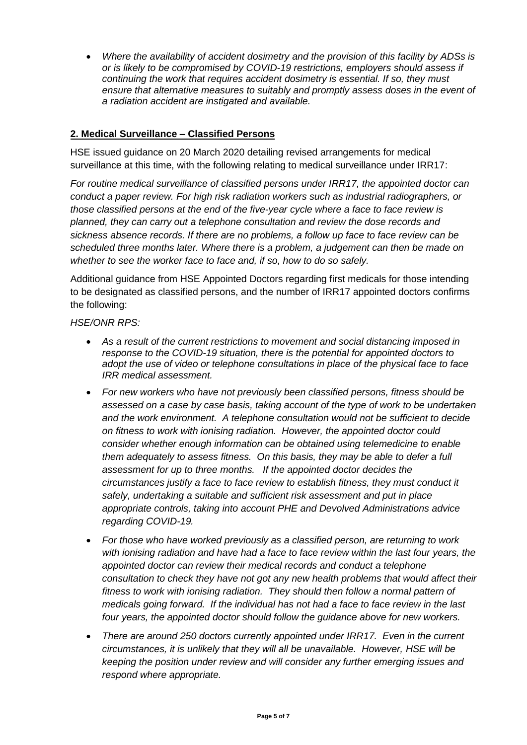- *Where the availability of accident dosimetry and the provision of this facility by ADSs is or is likely to be compromised by COVID-19 restrictions, employers should assess if continuing the work that requires accident dosimetry is essential. If so, they must ensure that alternative measures to suitably and promptly assess doses in the event of a radiation accident are instigated and available.*

## 2. Medical Surveillance – Classified Persons

HSE issued guidance on 20 March 2020 detailing revised arrangements for medical surveillance at this time, with the following relating to medical surveillance under IRR17:

*For routine medical surveillance of classified persons under IRR17, the appointed doctor can conduct a paper review. For high risk radiation workers such as industrial radiographers, or those classified persons at the end of the five-year cycle where a face to face review is planned, they can carry out a telephone consultation and review the dose records and sickness absence records. If there are no problems, a follow up face to face review can be scheduled three months later. Where there is a problem, a judgement can then be made on whether to see the worker face to face and, if so, how to do so safely.*

Additional guidance from HSE Appointed Doctors regarding first medicals for those intending to be designated as classified persons, and the number of IRR17 appointed doctors confirms the following:

*HSE/ONR RPS:*

- *As a result of the current restrictions to movement and social distancing imposed in response to the COVID-19 situation, there is the potential for appointed doctors to adopt the use of video or telephone consultations in place of the physical face to face IRR medical assessment.*
- *For new workers who have not previously been classified persons, fitness should be assessed on a case by case basis, taking account of the type of work to be undertaken and the work environment. A telephone consultation would not be sufficient to decide on fitness to work with ionising radiation. However, the appointed doctor could consider whether enough information can be obtained using telemedicine to enable them adequately to assess fitness. On this basis, they may be able to defer a full assessment for up to three months. If the appointed doctor decides the circumstances justify a face to face review to establish fitness, they must conduct it safely, undertaking a suitable and sufficient risk assessment and put in place appropriate controls, taking into account PHE and Devolved Administrations advice regarding COVID-19.*
- *For those who have worked previously as a classified person, are returning to work with ionising radiation and have had a face to face review within the last four years, the appointed doctor can review their medical records and conduct a telephone consultation to check they have not got any new health problems that would affect their fitness to work with ionising radiation. They should then follow a normal pattern of medicals going forward. If the individual has not had a face to face review in the last four years, the appointed doctor should follow the guidance above for new workers.*
- *There are around 250 doctors currently appointed under IRR17. Even in the current circumstances, it is unlikely that they will all be unavailable. However, HSE will be keeping the position under review and will consider any further emerging issues and respond where appropriate.*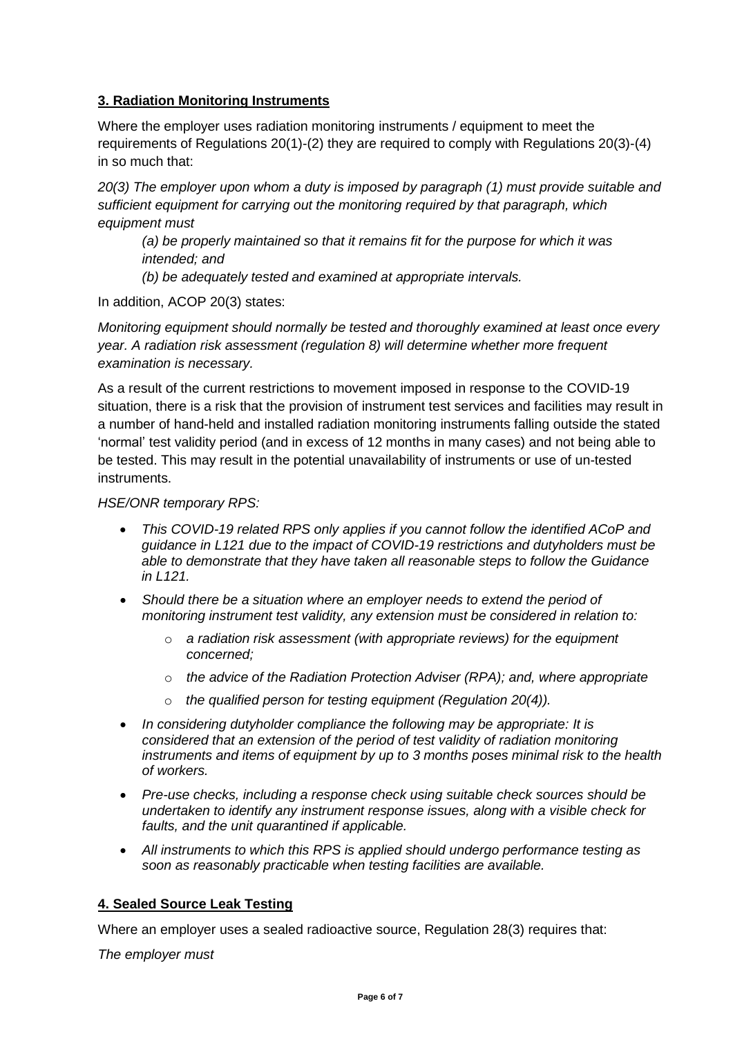## **3. Radiation Monitoring Instruments**

Where the employer uses radiation monitoring instruments / equipment to meet the requirements of Regulations 20(1)-(2) they are required to comply with Regulations 20(3)-(4) in so much that:

*20(3) The employer upon whom a duty is imposed by paragraph (1) must provide suitable and sufficient equipment for carrying out the monitoring required by that paragraph, which equipment must*

> *(a) be properly maintained so that it remains fit for the purpose for which it was intended; and*
>
> *(b) be adequately tested and examined at appropriate intervals.*

In addition, ACOP 20(3) states:

*Monitoring equipment should normally be tested and thoroughly examined at least once every year. A radiation risk assessment (regulation 8) will determine whether more frequent examination is necessary.*

As a result of the current restrictions to movement imposed in response to the COVID-19 situation, there is a risk that the provision of instrument test services and facilities may result in a number of hand-held and installed radiation monitoring instruments falling outside the stated 'normal' test validity period (and in excess of 12 months in many cases) and not being able to be tested. This may result in the potential unavailability of instruments or use of un-tested instruments.

*HSE/ONR temporary RPS:*

- *This COVID-19 related RPS only applies if you cannot follow the identified ACoP and guidance in L121 due to the impact of COVID-19 restrictions and dutyholders must be able to demonstrate that they have taken all reasonable steps to follow the Guidance in L121.*
- *Should there be a situation where an employer needs to extend the period of monitoring instrument test validity, any extension must be considered in relation to:*
  - *a radiation risk assessment (with appropriate reviews) for the equipment concerned;*
  - *the advice of the Radiation Protection Adviser (RPA); and, where appropriate*
  - *the qualified person for testing equipment (Regulation 20(4)).*
- *In considering dutyholder compliance the following may be appropriate: It is considered that an extension of the period of test validity of radiation monitoring instruments and items of equipment by up to 3 months poses minimal risk to the health of workers.*
- *Pre-use checks, including a response check using suitable check sources should be undertaken to identify any instrument response issues, along with a visible check for faults, and the unit quarantined if applicable.*
- *All instruments to which this RPS is applied should undergo performance testing as soon as reasonably practicable when testing facilities are available.*

## **4. Sealed Source Leak Testing**

Where an employer uses a sealed radioactive source, Regulation 28(3) requires that:

*The employer must*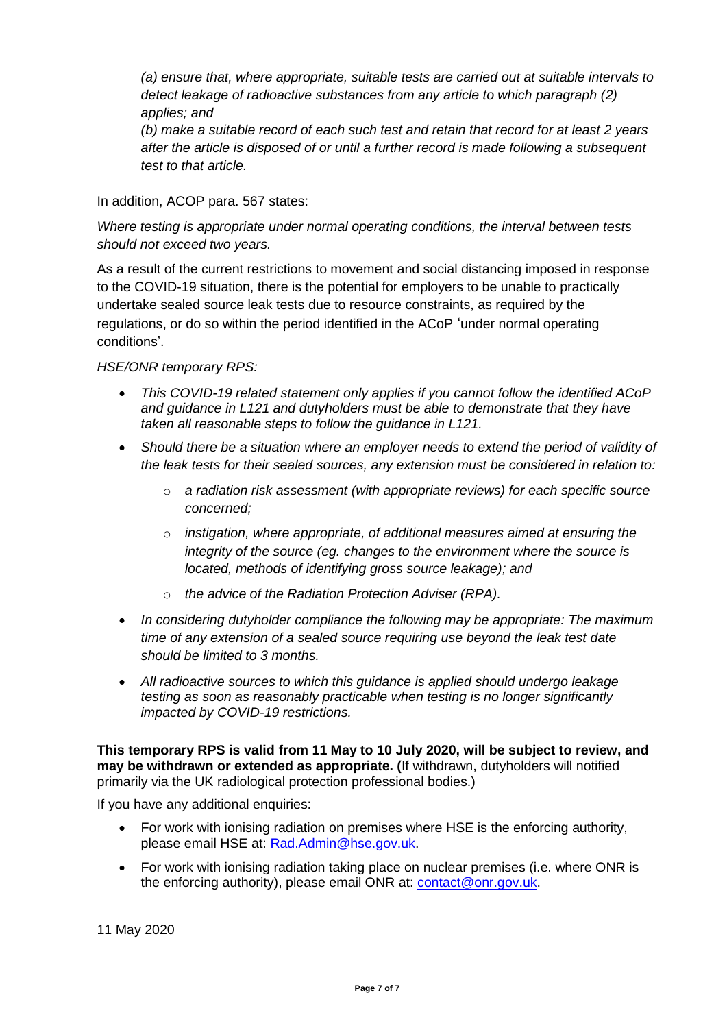*(a) ensure that, where appropriate, suitable tests are carried out at suitable intervals to detect leakage of radioactive substances from any article to which paragraph (2) applies; and*

*(b) make a suitable record of each such test and retain that record for at least 2 years after the article is disposed of or until a further record is made following a subsequent test to that article.*

In addition, ACOP para. 567 states:

*Where testing is appropriate under normal operating conditions, the interval between tests should not exceed two years.*

As a result of the current restrictions to movement and social distancing imposed in response to the COVID-19 situation, there is the potential for employers to be unable to practically undertake sealed source leak tests due to resource constraints, as required by the regulations, or do so within the period identified in the ACoP 'under normal operating conditions'.

*HSE/ONR temporary RPS:*

- *This COVID-19 related statement only applies if you cannot follow the identified ACoP and guidance in L121 and dutyholders must be able to demonstrate that they have taken all reasonable steps to follow the guidance in L121.*
- *Should there be a situation where an employer needs to extend the period of validity of the leak tests for their sealed sources, any extension must be considered in relation to:*
    - *a radiation risk assessment (with appropriate reviews) for each specific source concerned;*
    - *instigation, where appropriate, of additional measures aimed at ensuring the integrity of the source (eg. changes to the environment where the source is located, methods of identifying gross source leakage); and*
    - *the advice of the Radiation Protection Adviser (RPA).*
- *In considering dutyholder compliance the following may be appropriate: The maximum time of any extension of a sealed source requiring use beyond the leak test date should be limited to 3 months.*
- *All radioactive sources to which this guidance is applied should undergo leakage testing as soon as reasonably practicable when testing is no longer significantly impacted by COVID-19 restrictions.*

**This temporary RPS is valid from 11 May to 10 July 2020, will be subject to review, and may be withdrawn or extended as appropriate. (**If withdrawn, dutyholders will notified primarily via the UK radiological protection professional bodies.)

If you have any additional enquiries:

- For work with ionising radiation on premises where HSE is the enforcing authority, please email HSE at: Rad.Admin@hse.gov.uk.
- For work with ionising radiation taking place on nuclear premises (i.e. where ONR is the enforcing authority), please email ONR at: contact@onr.gov.uk.

11 May 2020